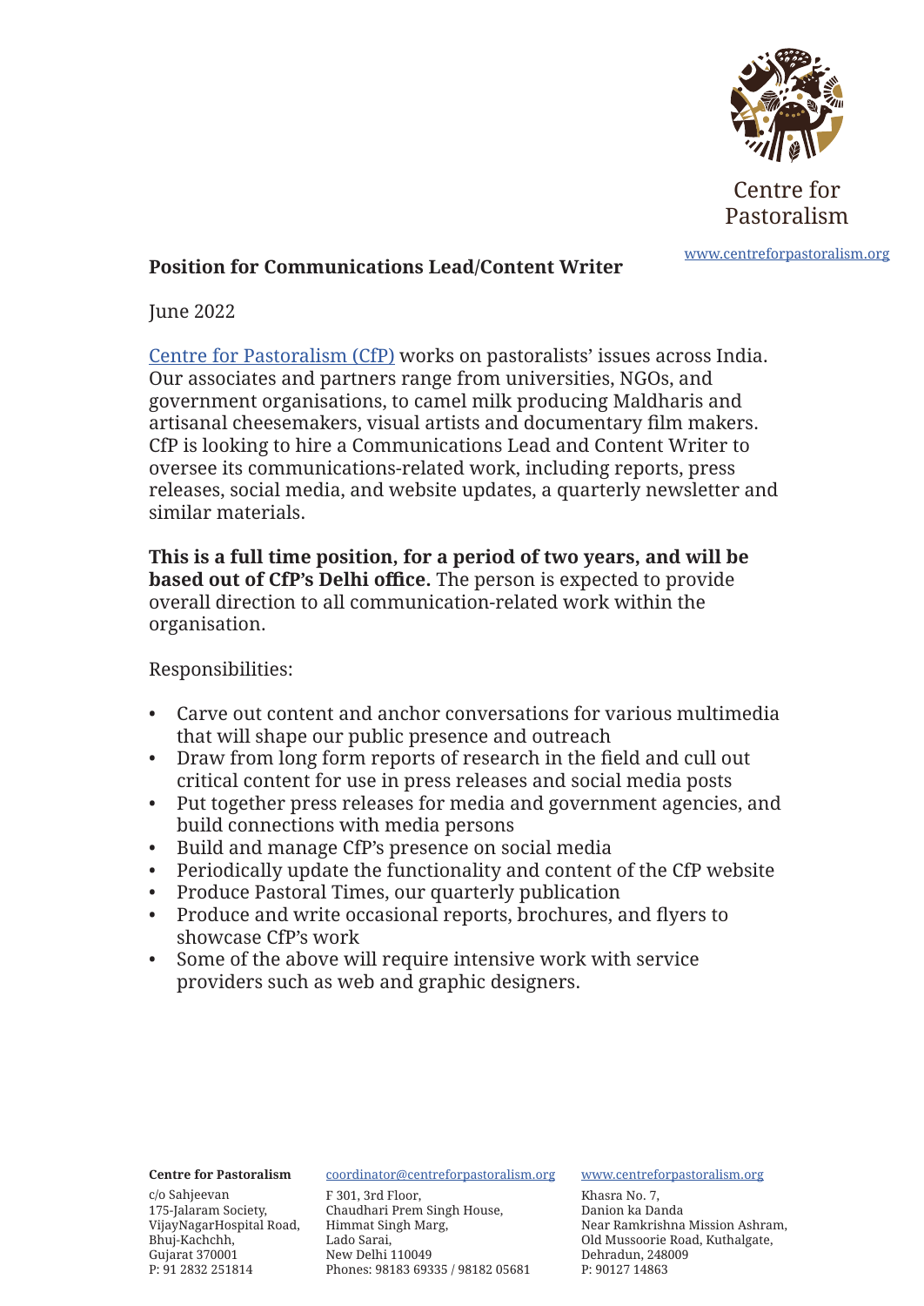Centre for Pastoralism

www.centreforpastoralism.org

**Position for Communications Lead/Content Writer**

June 2022

[Centre for Pastoralism (CfP)](http://www.centreforpastoralism.org) works on pastoralists' issues across India. Our associates and partners range from universities, NGOs, and government organisations, to camel milk producing Maldharis and artisanal cheesemakers, visual artists and documentary film makers. CfP is looking to hire a Communications Lead and Content Writer to oversee its communications-related work, including reports, press releases, social media, and website updates, a quarterly newsletter and similar materials.

**This is a full time position, for a period of two years, and will be based out of CfP's Delhi office.** The person is expected to provide overall direction to all communication-related work within the organisation.

Responsibilities:

- Carve out content and anchor conversations for various multimedia that will shape our public presence and outreach
- Draw from long form reports of research in the field and cull out critical content for use in press releases and social media posts
- Put together press releases for media and government agencies, and build connections with media persons
- Build and manage CfP's presence on social media
- Periodically update the functionality and content of the CfP website
- Produce Pastoral Times, our quarterly publication
- Produce and write occasional reports, brochures, and flyers to showcase CfP's work
- Some of the above will require intensive work with service providers such as web and graphic designers.

**Centre for Pastoralism**
c/o Sahjeevan
175-Jalaram Society,
VijayNagarHospital Road,
Bhuj-Kachchh,
Gujarat 370001
P: 91 2832 251814

coordinator@centreforpastoralism.org
F 301, 3rd Floor,
Chaudhari Prem Singh House,
Himmat Singh Marg,
Lado Sarai,
New Delhi 110049
Phones: 98183 69335 / 98182 05681

www.centreforpastoralism.org
Khasra No. 7,
Danion ka Danda
Near Ramkrishna Mission Ashram,
Old Mussoorie Road, Kuthalgate,
Dehradun, 248009
P: 90127 14863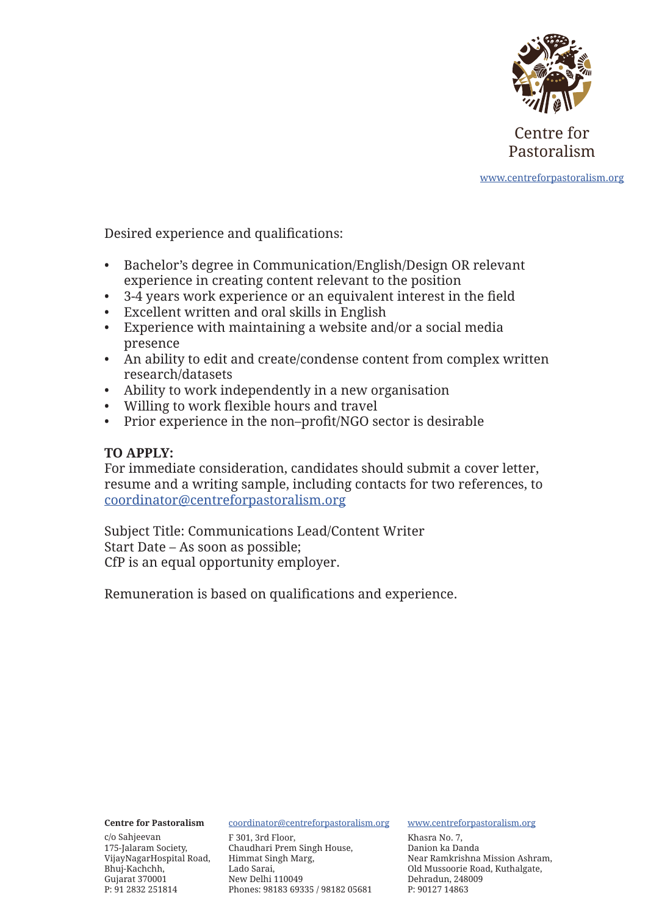Desired experience and qualifications:

- Bachelor's degree in Communication/English/Design OR relevant experience in creating content relevant to the position
- 3-4 years work experience or an equivalent interest in the field
- Excellent written and oral skills in English
- Experience with maintaining a website and/or a social media presence
- An ability to edit and create/condense content from complex written research/datasets
- Ability to work independently in a new organisation
- Willing to work flexible hours and travel
- Prior experience in the non–profit/NGO sector is desirable

**TO APPLY:**
For immediate consideration, candidates should submit a cover letter, resume and a writing sample, including contacts for two references, to coordinator@centreforpastoralism.org

Subject Title: Communications Lead/Content Writer
Start Date – As soon as possible;
CfP is an equal opportunity employer.

Remuneration is based on qualifications and experience.